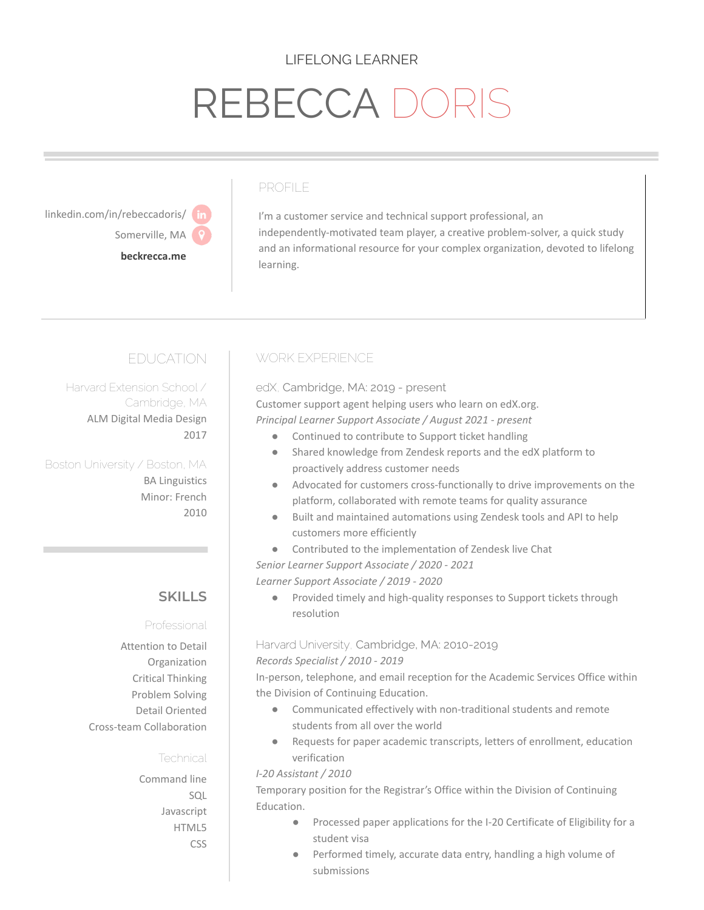LIFELONG LEARNER

# REBECCA DORIS

linkedin.com/in/rebeccadoris/

Somerville, MA

**beckrecca.me**

## PROFILE

I'm a customer service and technical support professional, an independently-motivated team player, a creative problem-solver, a quick study and an informational resource for your complex organization, devoted to lifelong learning.

## EDUCATION

Harvard Extension School / Cambridge, MA

ALM Digital Media Design

2017

Boston University / Boston, MA

BA Linguistics

Minor: French

2010

## SKILLS

### Professional

Attention to Detail

Organization

Critical Thinking

Problem Solving

Detail Oriented

Cross-team Collaboration

### Technical

Command line

SQL

Javascript

HTML5

CSS

## WORK EXPERIENCE

### edX, Cambridge, MA: 2019 - present

Customer support agent helping users who learn on edX.org.

*Principal Learner Support Associate / August 2021 - present*

- Continued to contribute to Support ticket handling
- Shared knowledge from Zendesk reports and the edX platform to proactively address customer needs
- Advocated for customers cross-functionally to drive improvements on the platform, collaborated with remote teams for quality assurance
- Built and maintained automations using Zendesk tools and API to help customers more efficiently
- Contributed to the implementation of Zendesk live Chat

*Senior Learner Support Associate / 2020 - 2021*

*Learner Support Associate / 2019 - 2020*

- Provided timely and high-quality responses to Support tickets through resolution

### Harvard University, Cambridge, MA: 2010-2019

*Records Specialist / 2010 - 2019*

In-person, telephone, and email reception for the Academic Services Office within the Division of Continuing Education.

- Communicated effectively with non-traditional students and remote students from all over the world
- Requests for paper academic transcripts, letters of enrollment, education verification

*I-20 Assistant / 2010*

Temporary position for the Registrar's Office within the Division of Continuing Education.

- Processed paper applications for the I-20 Certificate of Eligibility for a student visa
- Performed timely, accurate data entry, handling a high volume of submissions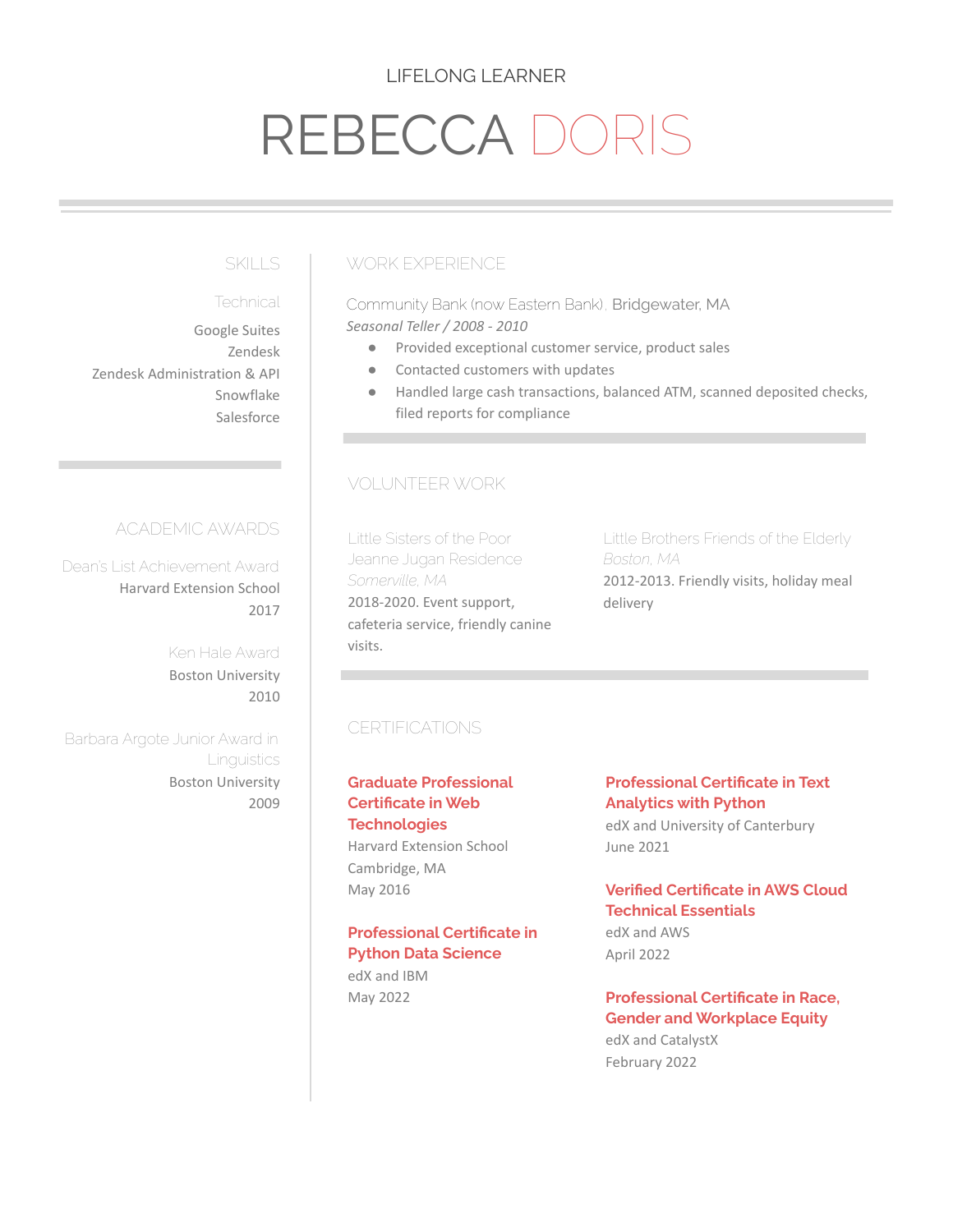LIFELONG LEARNER

# REBECCA DORIS

## SKILLS

### Technical

Google Suites
Zendesk
Zendesk Administration & API
Snowflake
Salesforce

## ACADEMIC AWARDS

### Dean's List Achievement Award

Harvard Extension School
2017

### Ken Hale Award

Boston University
2010

### Barbara Argote Junior Award in Linguistics

Boston University
2009

## WORK EXPERIENCE

### Community Bank (now Eastern Bank), Bridgewater, MA

*Seasonal Teller / 2008 - 2010*

- Provided exceptional customer service, product sales
- Contacted customers with updates
- Handled large cash transactions, balanced ATM, scanned deposited checks, filed reports for compliance

## VOLUNTEER WORK

### Little Sisters of the Poor Jeanne Jugan Residence

*Somerville, MA*

2018-2020. Event support, cafeteria service, friendly canine visits.

### Little Brothers Friends of the Elderly

*Boston, MA*

2012-2013. Friendly visits, holiday meal delivery

## CERTIFICATIONS

**Graduate Professional Certificate in Web Technologies**
Harvard Extension School
Cambridge, MA
May 2016

**Professional Certificate in Python Data Science**
edX and IBM
May 2022

**Professional Certificate in Text Analytics with Python**
edX and University of Canterbury
June 2021

**Verified Certificate in AWS Cloud Technical Essentials**
edX and AWS
April 2022

**Professional Certificate in Race, Gender and Workplace Equity**
edX and CatalystX
February 2022